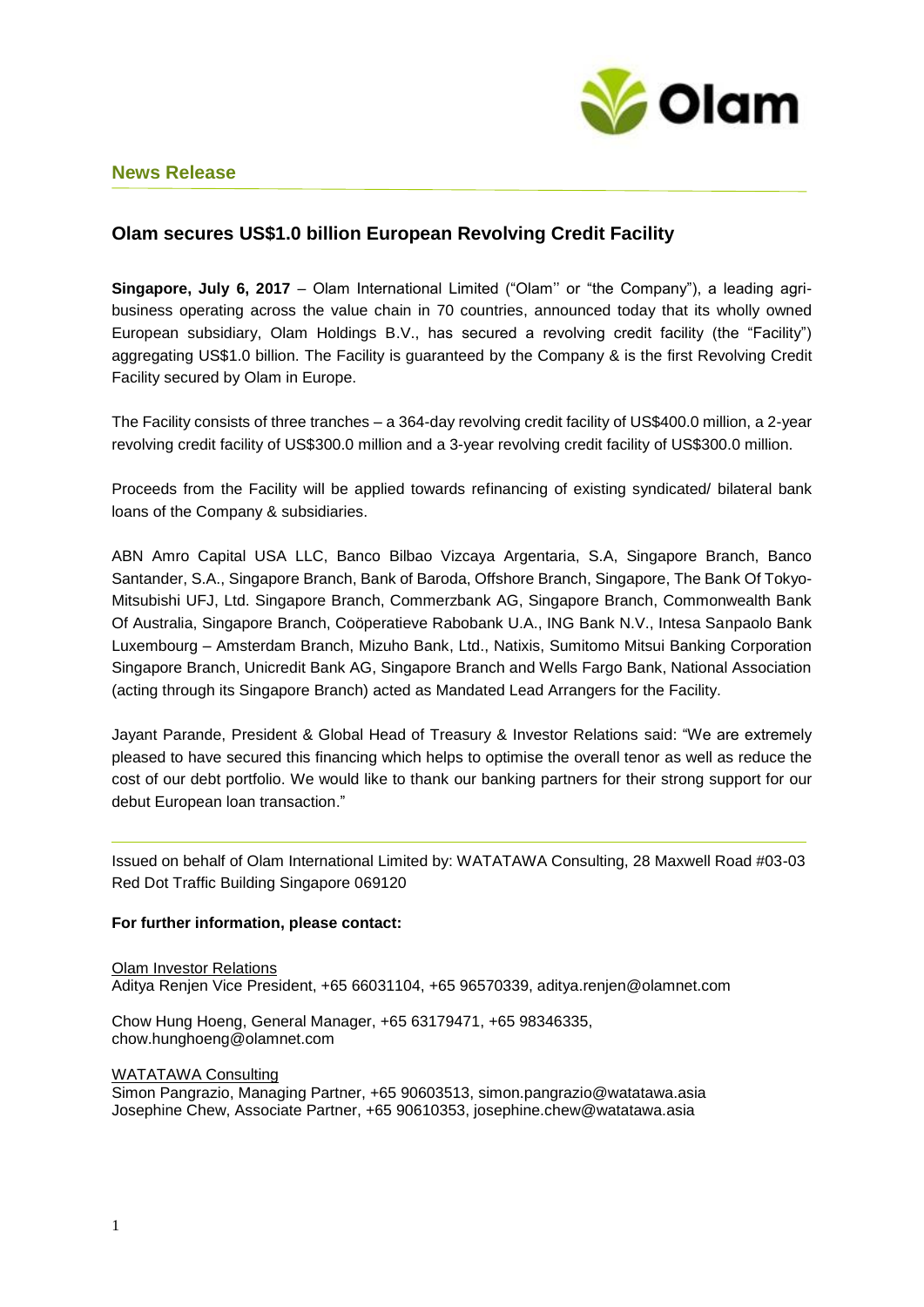## News Release

# Olam secures US$1.0 billion European Revolving Credit Facility

**Singapore, July 6, 2017** – Olam International Limited ("Olam'' or "the Company"), a leading agri-business operating across the value chain in 70 countries, announced today that its wholly owned European subsidiary, Olam Holdings B.V., has secured a revolving credit facility (the "Facility") aggregating US$1.0 billion. The Facility is guaranteed by the Company & is the first Revolving Credit Facility secured by Olam in Europe.

The Facility consists of three tranches – a 364-day revolving credit facility of US$400.0 million, a 2-year revolving credit facility of US$300.0 million and a 3-year revolving credit facility of US$300.0 million.

Proceeds from the Facility will be applied towards refinancing of existing syndicated/ bilateral bank loans of the Company & subsidiaries.

ABN Amro Capital USA LLC, Banco Bilbao Vizcaya Argentaria, S.A, Singapore Branch, Banco Santander, S.A., Singapore Branch, Bank of Baroda, Offshore Branch, Singapore, The Bank Of Tokyo-Mitsubishi UFJ, Ltd. Singapore Branch, Commerzbank AG, Singapore Branch, Commonwealth Bank Of Australia, Singapore Branch, Coöperatieve Rabobank U.A., ING Bank N.V., Intesa Sanpaolo Bank Luxembourg – Amsterdam Branch, Mizuho Bank, Ltd., Natixis, Sumitomo Mitsui Banking Corporation Singapore Branch, Unicredit Bank AG, Singapore Branch and Wells Fargo Bank, National Association (acting through its Singapore Branch) acted as Mandated Lead Arrangers for the Facility.

Jayant Parande, President & Global Head of Treasury & Investor Relations said: "We are extremely pleased to have secured this financing which helps to optimise the overall tenor as well as reduce the cost of our debt portfolio. We would like to thank our banking partners for their strong support for our debut European loan transaction."

---

Issued on behalf of Olam International Limited by: WATATAWA Consulting, 28 Maxwell Road #03-03 Red Dot Traffic Building Singapore 069120

**For further information, please contact:**

Olam Investor Relations
Aditya Renjen Vice President, +65 66031104, +65 96570339, aditya.renjen@olamnet.com

Chow Hung Hoeng, General Manager, +65 63179471, +65 98346335, chow.hunghoeng@olamnet.com

WATATAWA Consulting
Simon Pangrazio, Managing Partner, +65 90603513, simon.pangrazio@watatawa.asia
Josephine Chew, Associate Partner, +65 90610353, josephine.chew@watatawa.asia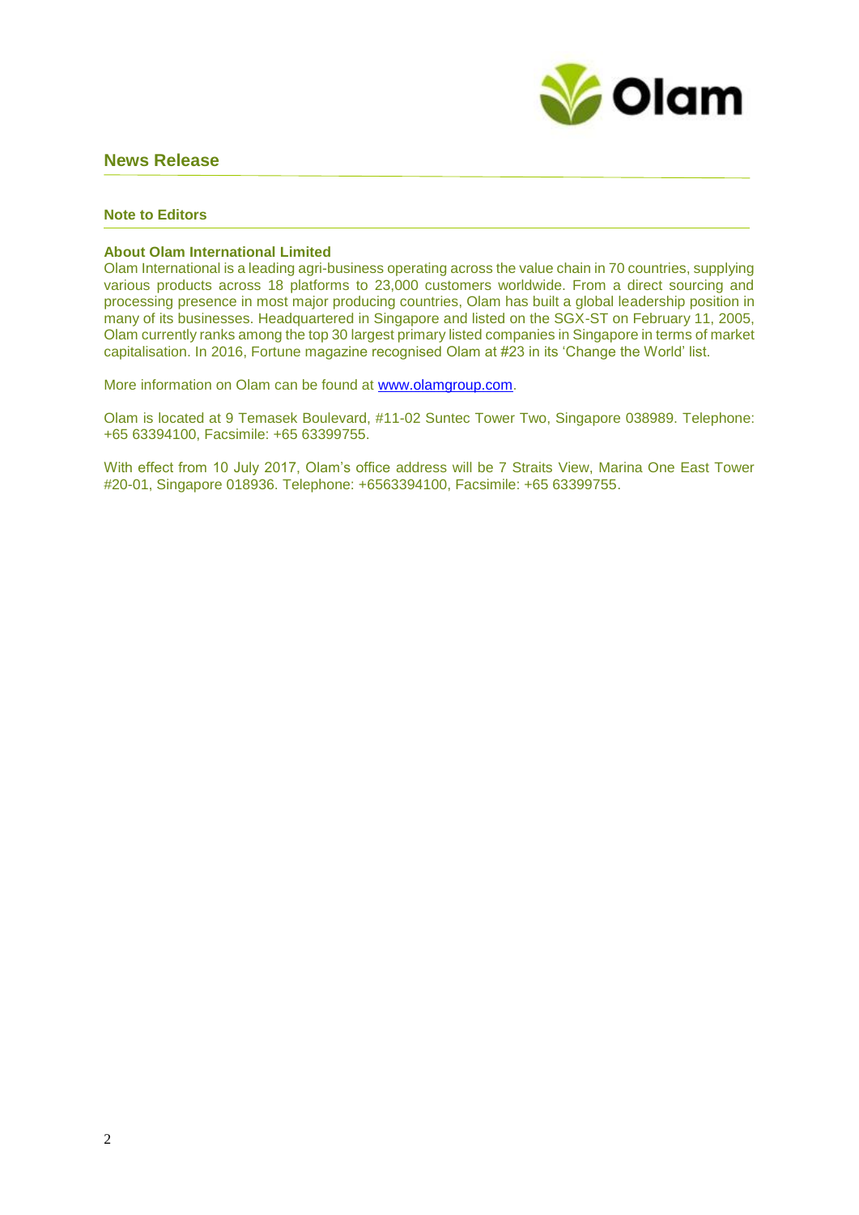## News Release

### Note to Editors

**About Olam International Limited**

Olam International is a leading agri-business operating across the value chain in 70 countries, supplying various products across 18 platforms to 23,000 customers worldwide. From a direct sourcing and processing presence in most major producing countries, Olam has built a global leadership position in many of its businesses. Headquartered in Singapore and listed on the SGX-ST on February 11, 2005, Olam currently ranks among the top 30 largest primary listed companies in Singapore in terms of market capitalisation. In 2016, Fortune magazine recognised Olam at #23 in its 'Change the World' list.

More information on Olam can be found at www.olamgroup.com.

Olam is located at 9 Temasek Boulevard, #11-02 Suntec Tower Two, Singapore 038989. Telephone: +65 63394100, Facsimile: +65 63399755.

With effect from 10 July 2017, Olam's office address will be 7 Straits View, Marina One East Tower #20-01, Singapore 018936. Telephone: +6563394100, Facsimile: +65 63399755.